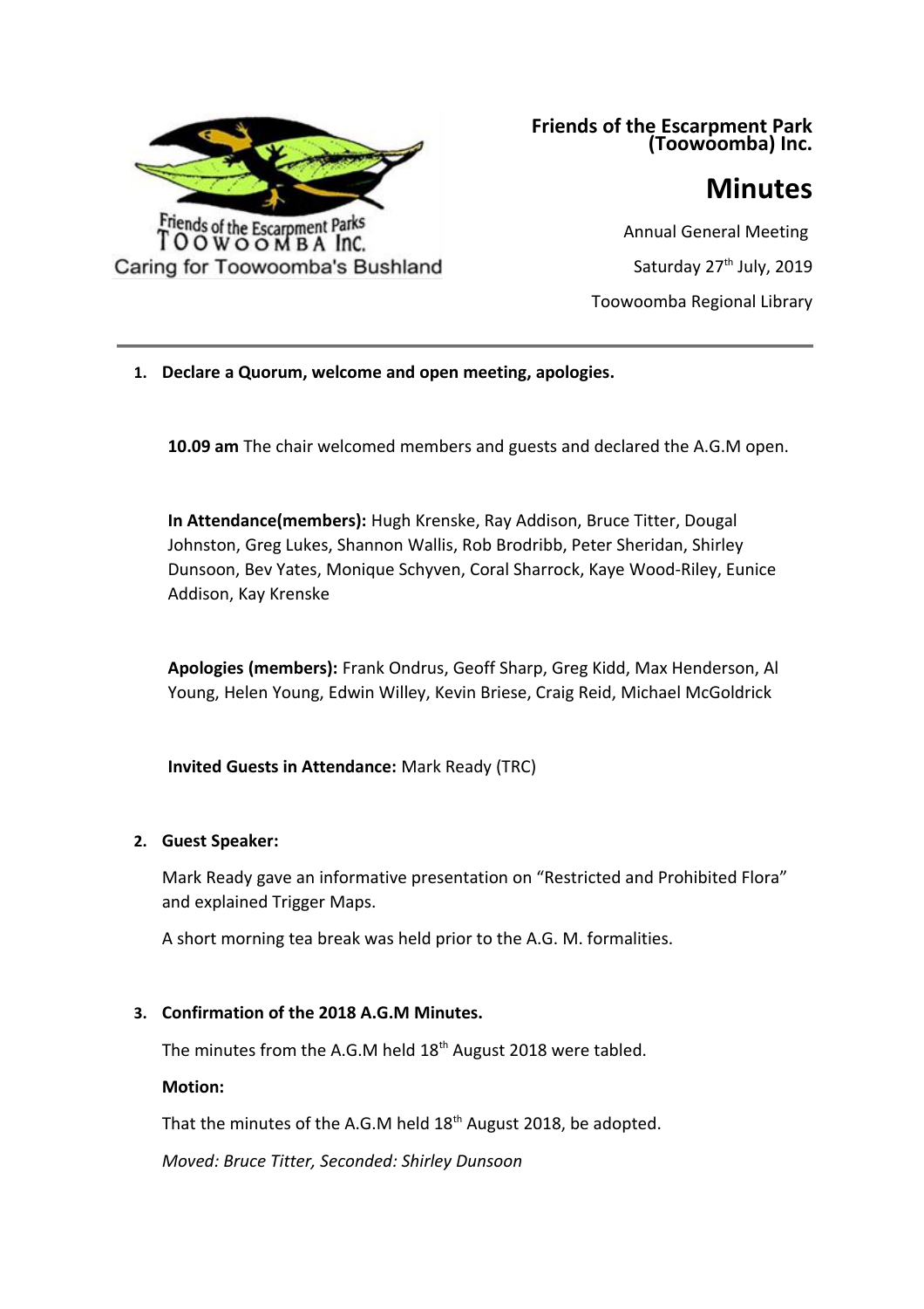Friends of the Escarpment Parks TOOWOOMBA Inc.
Caring for Toowoomba's Bushland

**Friends of the Escarpment Park (Toowoomba) Inc.**

# Minutes

Annual General Meeting

Saturday 27th July, 2019

Toowoomba Regional Library

---

1. **Declare a Quorum, welcome and open meeting, apologies.**

   **10.09 am** The chair welcomed members and guests and declared the A.G.M open.

   **In Attendance(members):** Hugh Krenske, Ray Addison, Bruce Titter, Dougal Johnston, Greg Lukes, Shannon Wallis, Rob Brodribb, Peter Sheridan, Shirley Dunsoon, Bev Yates, Monique Schyven, Coral Sharrock, Kaye Wood-Riley, Eunice Addison, Kay Krenske

   **Apologies (members):** Frank Ondrus, Geoff Sharp, Greg Kidd, Max Henderson, Al Young, Helen Young, Edwin Willey, Kevin Briese, Craig Reid, Michael McGoldrick

   **Invited Guests in Attendance:** Mark Ready (TRC)

2. **Guest Speaker:**

   Mark Ready gave an informative presentation on "Restricted and Prohibited Flora" and explained Trigger Maps.

   A short morning tea break was held prior to the A.G. M. formalities.

3. **Confirmation of the 2018 A.G.M Minutes.**

   The minutes from the A.G.M held 18th August 2018 were tabled.

   **Motion:**

   That the minutes of the A.G.M held 18th August 2018, be adopted.

   *Moved: Bruce Titter, Seconded: Shirley Dunsoon*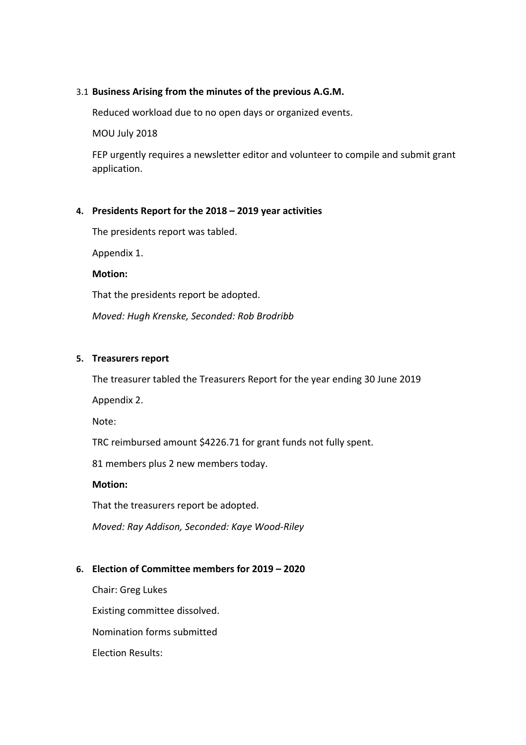3.1 **Business Arising from the minutes of the previous A.G.M.**

Reduced workload due to no open days or organized events.

MOU July 2018

FEP urgently requires a newsletter editor and volunteer to compile and submit grant application.

**4. Presidents Report for the 2018 – 2019 year activities**

The presidents report was tabled.

Appendix 1.

**Motion:**

That the presidents report be adopted.

*Moved: Hugh Krenske, Seconded: Rob Brodribb*

**5. Treasurers report**

The treasurer tabled the Treasurers Report for the year ending 30 June 2019

Appendix 2.

Note:

TRC reimbursed amount $4226.71 for grant funds not fully spent.

81 members plus 2 new members today.

**Motion:**

That the treasurers report be adopted.

*Moved: Ray Addison, Seconded: Kaye Wood-Riley*

**6. Election of Committee members for 2019 – 2020**

Chair: Greg Lukes

Existing committee dissolved.

Nomination forms submitted

Election Results: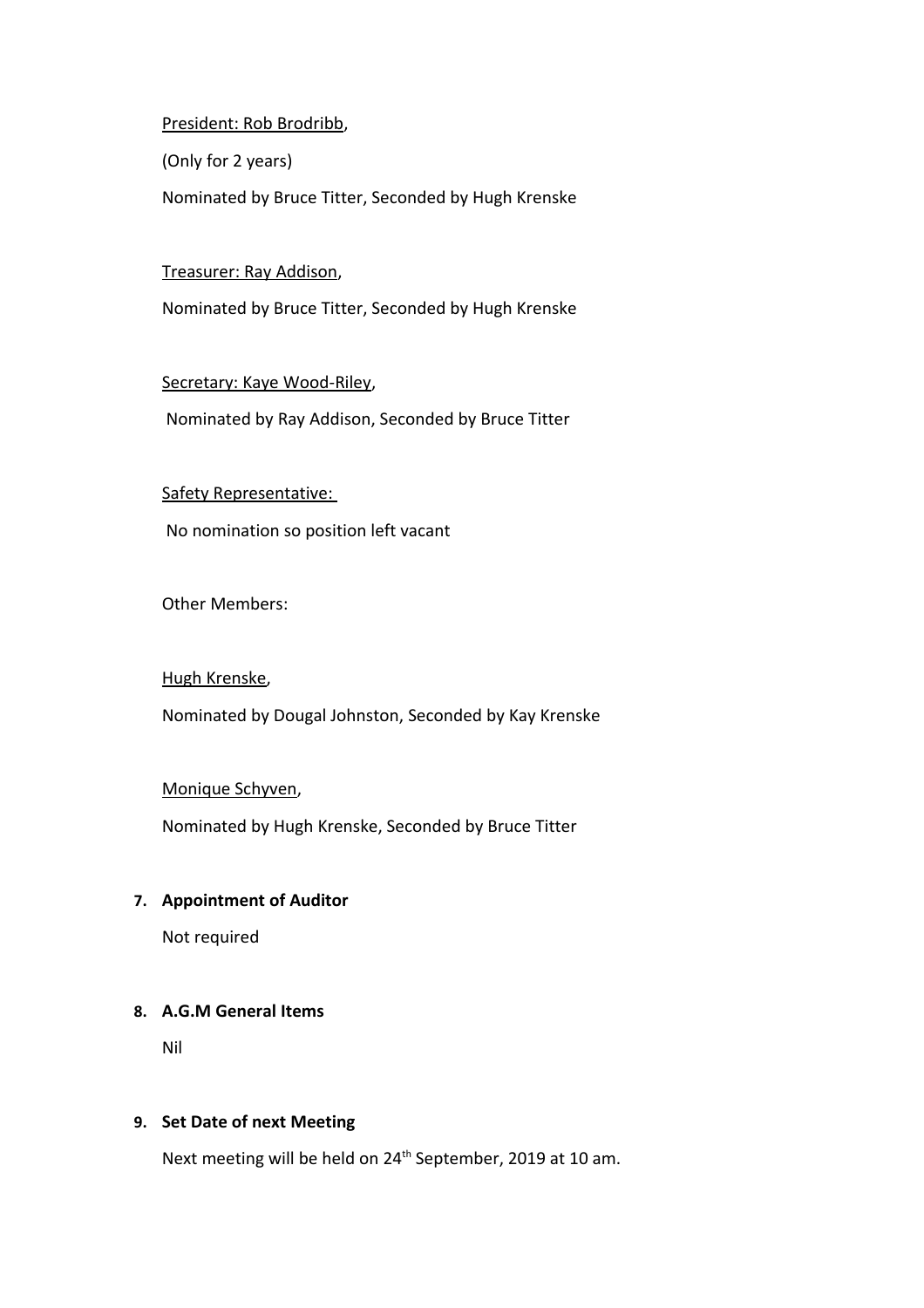President: Rob Brodribb,

(Only for 2 years)

Nominated by Bruce Titter, Seconded by Hugh Krenske

Treasurer: Ray Addison,

Nominated by Bruce Titter, Seconded by Hugh Krenske

Secretary: Kaye Wood-Riley,

Nominated by Ray Addison, Seconded by Bruce Titter

Safety Representative:

No nomination so position left vacant

Other Members:

Hugh Krenske,

Nominated by Dougal Johnston, Seconded by Kay Krenske

Monique Schyven,

Nominated by Hugh Krenske, Seconded by Bruce Titter

**7. Appointment of Auditor**

Not required

**8. A.G.M General Items**

Nil

**9. Set Date of next Meeting**

Next meeting will be held on 24th September, 2019 at 10 am.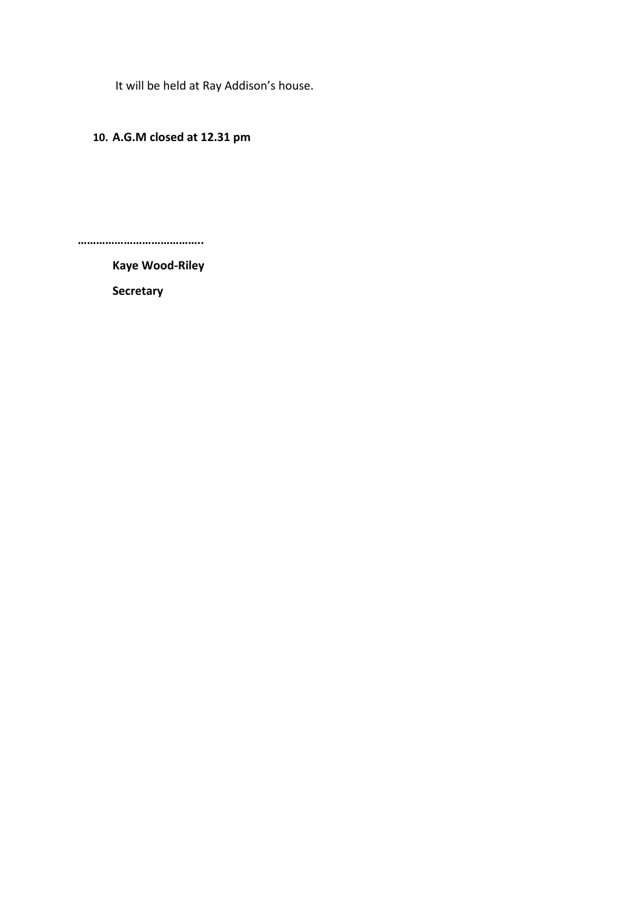It will be held at Ray Addison's house.

10. **A.G.M closed at 12.31 pm**

**…………………………………..**

**Kaye Wood-Riley**

**Secretary**